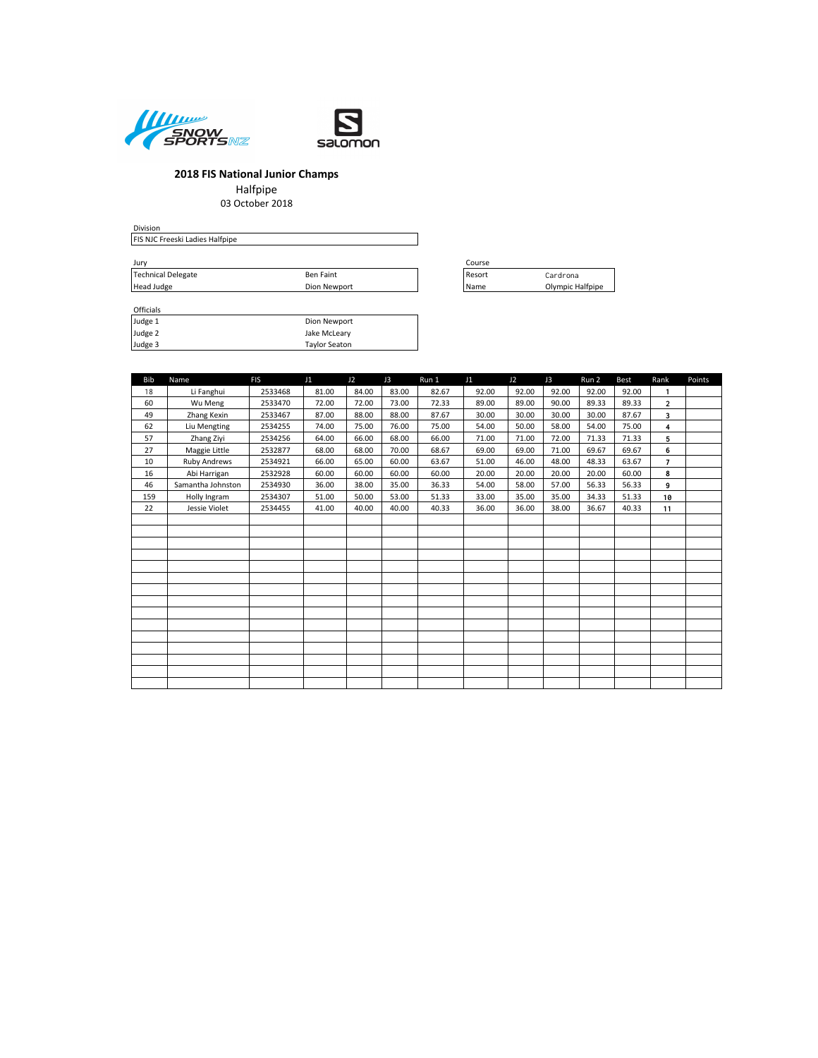## 2018 FIS National Junior Champs

Halfpipe

03 October 2018

Division

| FIS NJC Freeski Ladies Halfpipe |
|---|

Jury

| | |
|---|---|
| Technical Delegate | Ben Faint |
| Head Judge | Dion Newport |

Course

| | |
|---|---|
| Resort | Cardrona |
| Name | Olympic Halfpipe |

Officials

| | |
|---|---|
| Judge 1 | Dion Newport |
| Judge 2 | Jake McLeary |
| Judge 3 | Taylor Seaton |

| Bib | Name | FIS | J1 | J2 | J3 | Run 1 | J1 | J2 | J3 | Run 2 | Best | Rank | Points |
|---|---|---|---|---|---|---|---|---|---|---|---|---|---|
| 18 | Li Fanghui | 2533468 | 81.00 | 84.00 | 83.00 | 82.67 | 92.00 | 92.00 | 92.00 | 92.00 | 92.00 | 1 | |
| 60 | Wu Meng | 2533470 | 72.00 | 72.00 | 73.00 | 72.33 | 89.00 | 89.00 | 90.00 | 89.33 | 89.33 | 2 | |
| 49 | Zhang Kexin | 2533467 | 87.00 | 88.00 | 88.00 | 87.67 | 30.00 | 30.00 | 30.00 | 30.00 | 87.67 | 3 | |
| 62 | Liu Mengting | 2534255 | 74.00 | 75.00 | 76.00 | 75.00 | 54.00 | 50.00 | 58.00 | 54.00 | 75.00 | 4 | |
| 57 | Zhang Ziyi | 2534256 | 64.00 | 66.00 | 68.00 | 66.00 | 71.00 | 71.00 | 72.00 | 71.33 | 71.33 | 5 | |
| 27 | Maggie Little | 2532877 | 68.00 | 68.00 | 70.00 | 68.67 | 69.00 | 69.00 | 71.00 | 69.67 | 69.67 | 6 | |
| 10 | Ruby Andrews | 2534921 | 66.00 | 65.00 | 60.00 | 63.67 | 51.00 | 46.00 | 48.00 | 48.33 | 63.67 | 7 | |
| 16 | Abi Harrigan | 2532928 | 60.00 | 60.00 | 60.00 | 60.00 | 20.00 | 20.00 | 20.00 | 20.00 | 60.00 | 8 | |
| 46 | Samantha Johnston | 2534930 | 36.00 | 38.00 | 35.00 | 36.33 | 54.00 | 58.00 | 57.00 | 56.33 | 56.33 | 9 | |
| 159 | Holly Ingram | 2534307 | 51.00 | 50.00 | 53.00 | 51.33 | 33.00 | 35.00 | 35.00 | 34.33 | 51.33 | 10 | |
| 22 | Jessie Violet | 2534455 | 41.00 | 40.00 | 40.00 | 40.33 | 36.00 | 36.00 | 38.00 | 36.67 | 40.33 | 11 | |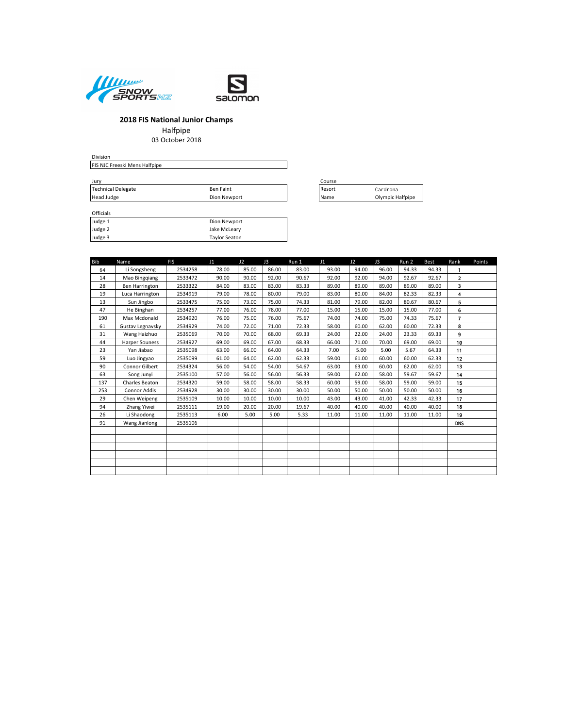Snow Sports NZ

Salomon

## 2018 FIS National Junior Champs

Halfpipe

03 October 2018

Division

| FIS NJC Freeski Mens Halfpipe |
|---|

Jury

| | |
|---|---|
| Technical Delegate | Ben Faint |
| Head Judge | Dion Newport |

Course

| | |
|---|---|
| Resort | Cardrona |
| Name | Olympic Halfpipe |

Officials

| | |
|---|---|
| Judge 1 | Dion Newport |
| Judge 2 | Jake McLeary |
| Judge 3 | Taylor Seaton |

| Bib | Name | FIS | J1 | J2 | J3 | Run 1 | J1 | J2 | J3 | Run 2 | Best | Rank | Points |
|---|---|---|---|---|---|---|---|---|---|---|---|---|---|
| 64 | Li Songsheng | 2534258 | 78.00 | 85.00 | 86.00 | 83.00 | 93.00 | 94.00 | 96.00 | 94.33 | 94.33 | 1 | |
| 14 | Mao Bingqiang | 2533472 | 90.00 | 90.00 | 92.00 | 90.67 | 92.00 | 92.00 | 94.00 | 92.67 | 92.67 | 2 | |
| 28 | Ben Harrington | 2533322 | 84.00 | 83.00 | 83.00 | 83.33 | 89.00 | 89.00 | 89.00 | 89.00 | 89.00 | 3 | |
| 19 | Luca Harrington | 2534919 | 79.00 | 78.00 | 80.00 | 79.00 | 83.00 | 80.00 | 84.00 | 82.33 | 82.33 | 4 | |
| 13 | Sun Jingbo | 2533475 | 75.00 | 73.00 | 75.00 | 74.33 | 81.00 | 79.00 | 82.00 | 80.67 | 80.67 | 5 | |
| 47 | He Binghan | 2534257 | 77.00 | 76.00 | 78.00 | 77.00 | 15.00 | 15.00 | 15.00 | 15.00 | 77.00 | 6 | |
| 190 | Max Mcdonald | 2534920 | 76.00 | 75.00 | 76.00 | 75.67 | 74.00 | 74.00 | 75.00 | 74.33 | 75.67 | 7 | |
| 61 | Gustav Legnavsky | 2534929 | 74.00 | 72.00 | 71.00 | 72.33 | 58.00 | 60.00 | 62.00 | 60.00 | 72.33 | 8 | |
| 31 | Wang Haizhuo | 2535069 | 70.00 | 70.00 | 68.00 | 69.33 | 24.00 | 22.00 | 24.00 | 23.33 | 69.33 | 9 | |
| 44 | Harper Souness | 2534927 | 69.00 | 69.00 | 67.00 | 68.33 | 66.00 | 71.00 | 70.00 | 69.00 | 69.00 | 10 | |
| 23 | Yan Jiabao | 2535098 | 63.00 | 66.00 | 64.00 | 64.33 | 7.00 | 5.00 | 5.00 | 5.67 | 64.33 | 11 | |
| 59 | Luo Jingyao | 2535099 | 61.00 | 64.00 | 62.00 | 62.33 | 59.00 | 61.00 | 60.00 | 60.00 | 62.33 | 12 | |
| 90 | Connor Gilbert | 2534324 | 56.00 | 54.00 | 54.00 | 54.67 | 63.00 | 63.00 | 60.00 | 62.00 | 62.00 | 13 | |
| 63 | Song Junyi | 2535100 | 57.00 | 56.00 | 56.00 | 56.33 | 59.00 | 62.00 | 58.00 | 59.67 | 59.67 | 14 | |
| 137 | Charles Beaton | 2534320 | 59.00 | 58.00 | 58.00 | 58.33 | 60.00 | 59.00 | 58.00 | 59.00 | 59.00 | 15 | |
| 253 | Connor Addis | 2534928 | 30.00 | 30.00 | 30.00 | 30.00 | 50.00 | 50.00 | 50.00 | 50.00 | 50.00 | 16 | |
| 29 | Chen Weipeng | 2535109 | 10.00 | 10.00 | 10.00 | 10.00 | 43.00 | 43.00 | 41.00 | 42.33 | 42.33 | 17 | |
| 94 | Zhang Yiwei | 2535111 | 19.00 | 20.00 | 20.00 | 19.67 | 40.00 | 40.00 | 40.00 | 40.00 | 40.00 | 18 | |
| 26 | Li Shaodong | 2535113 | 6.00 | 5.00 | 5.00 | 5.33 | 11.00 | 11.00 | 11.00 | 11.00 | 11.00 | 19 | |
| 91 | Wang Jianlong | 2535106 | | | | | | | | | | DNS | |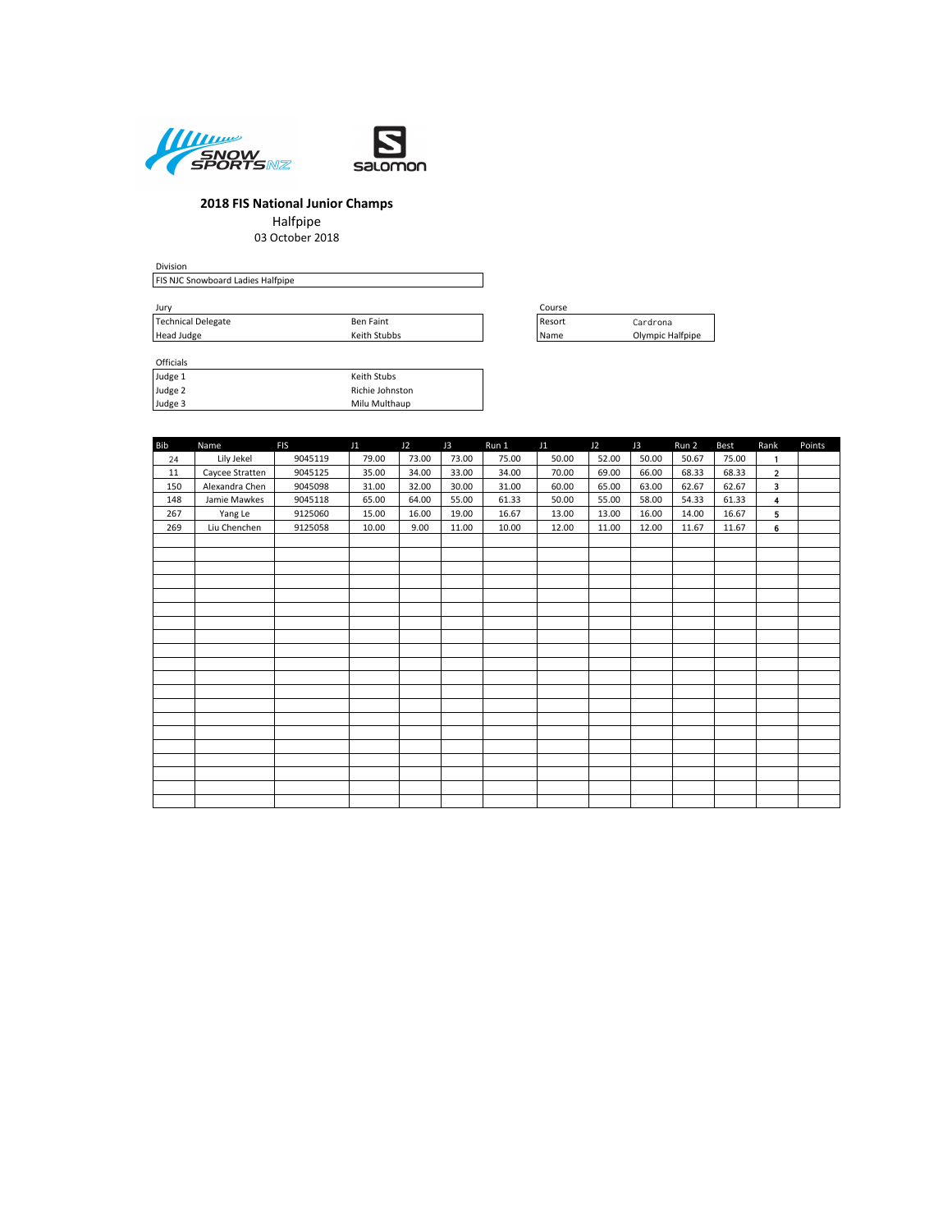## 2018 FIS National Junior Champs

Halfpipe

03 October 2018

| Division |
|---|
| FIS NJC Snowboard Ladies Halfpipe |

| Jury | |
|---|---|
| Technical Delegate | Ben Faint |
| Head Judge | Keith Stubbs |

| Course | |
|---|---|
| Resort | Cardrona |
| Name | Olympic Halfpipe |

| Officials | |
|---|---|
| Judge 1 | Keith Stubs |
| Judge 2 | Richie Johnston |
| Judge 3 | Milu Multhaup |

| Bib | Name | FIS | J1 | J2 | J3 | Run 1 | J1 | J2 | J3 | Run 2 | Best | Rank | Points |
|---|---|---|---|---|---|---|---|---|---|---|---|---|---|
| 24 | Lily Jekel | 9045119 | 79.00 | 73.00 | 73.00 | 75.00 | 50.00 | 52.00 | 50.00 | 50.67 | 75.00 | 1 | |
| 11 | Caycee Stratten | 9045125 | 35.00 | 34.00 | 33.00 | 34.00 | 70.00 | 69.00 | 66.00 | 68.33 | 68.33 | 2 | |
| 150 | Alexandra Chen | 9045098 | 31.00 | 32.00 | 30.00 | 31.00 | 60.00 | 65.00 | 63.00 | 62.67 | 62.67 | 3 | |
| 148 | Jamie Mawkes | 9045118 | 65.00 | 64.00 | 55.00 | 61.33 | 50.00 | 55.00 | 58.00 | 54.33 | 61.33 | 4 | |
| 267 | Yang Le | 9125060 | 15.00 | 16.00 | 19.00 | 16.67 | 13.00 | 13.00 | 16.00 | 14.00 | 16.67 | 5 | |
| 269 | Liu Chenchen | 9125058 | 10.00 | 9.00 | 11.00 | 10.00 | 12.00 | 11.00 | 12.00 | 11.67 | 11.67 | 6 | |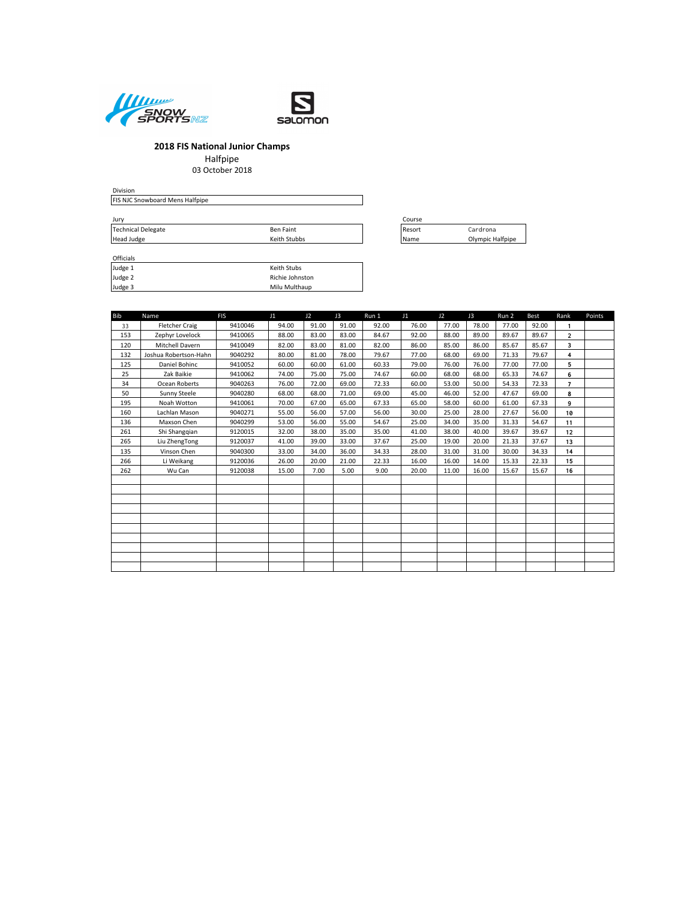**2018 FIS National Junior Champs**

Halfpipe

03 October 2018

Division

| |
|---|
| FIS NJC Snowboard Mens Halfpipe |

Jury

| | |
|---|---|
| Technical Delegate | Ben Faint |
| Head Judge | Keith Stubbs |

Course

| | |
|---|---|
| Resort | Cardrona |
| Name | Olympic Halfpipe |

Officials

| | |
|---|---|
| Judge 1 | Keith Stubs |
| Judge 2 | Richie Johnston |
| Judge 3 | Milu Multhaup |

| Bib | Name | FIS | J1 | J2 | J3 | Run 1 | J1 | J2 | J3 | Run 2 | Best | Rank | Points |
|---|---|---|---|---|---|---|---|---|---|---|---|---|---|
| 33 | Fletcher Craig | 9410046 | 94.00 | 91.00 | 91.00 | 92.00 | 76.00 | 77.00 | 78.00 | 77.00 | 92.00 | 1 | |
| 153 | Zephyr Lovelock | 9410065 | 88.00 | 83.00 | 83.00 | 84.67 | 92.00 | 88.00 | 89.00 | 89.67 | 89.67 | 2 | |
| 120 | Mitchell Davern | 9410049 | 82.00 | 83.00 | 81.00 | 82.00 | 86.00 | 85.00 | 86.00 | 85.67 | 85.67 | 3 | |
| 132 | Joshua Robertson-Hahn | 9040292 | 80.00 | 81.00 | 78.00 | 79.67 | 77.00 | 68.00 | 69.00 | 71.33 | 79.67 | 4 | |
| 125 | Daniel Bohinc | 9410052 | 60.00 | 60.00 | 61.00 | 60.33 | 79.00 | 76.00 | 76.00 | 77.00 | 77.00 | 5 | |
| 25 | Zak Baikie | 9410062 | 74.00 | 75.00 | 75.00 | 74.67 | 60.00 | 68.00 | 68.00 | 65.33 | 74.67 | 6 | |
| 34 | Ocean Roberts | 9040263 | 76.00 | 72.00 | 69.00 | 72.33 | 60.00 | 53.00 | 50.00 | 54.33 | 72.33 | 7 | |
| 50 | Sunny Steele | 9040280 | 68.00 | 68.00 | 71.00 | 69.00 | 45.00 | 46.00 | 52.00 | 47.67 | 69.00 | 8 | |
| 195 | Noah Wotton | 9410061 | 70.00 | 67.00 | 65.00 | 67.33 | 65.00 | 58.00 | 60.00 | 61.00 | 67.33 | 9 | |
| 160 | Lachlan Mason | 9040271 | 55.00 | 56.00 | 57.00 | 56.00 | 30.00 | 25.00 | 28.00 | 27.67 | 56.00 | 10 | |
| 136 | Maxson Chen | 9040299 | 53.00 | 56.00 | 55.00 | 54.67 | 25.00 | 34.00 | 35.00 | 31.33 | 54.67 | 11 | |
| 261 | Shi Shangqian | 9120015 | 32.00 | 38.00 | 35.00 | 35.00 | 41.00 | 38.00 | 40.00 | 39.67 | 39.67 | 12 | |
| 265 | Liu ZhengTong | 9120037 | 41.00 | 39.00 | 33.00 | 37.67 | 25.00 | 19.00 | 20.00 | 21.33 | 37.67 | 13 | |
| 135 | Vinson Chen | 9040300 | 33.00 | 34.00 | 36.00 | 34.33 | 28.00 | 31.00 | 31.00 | 30.00 | 34.33 | 14 | |
| 266 | Li Weikang | 9120036 | 26.00 | 20.00 | 21.00 | 22.33 | 16.00 | 16.00 | 14.00 | 15.33 | 22.33 | 15 | |
| 262 | Wu Can | 9120038 | 15.00 | 7.00 | 5.00 | 9.00 | 20.00 | 11.00 | 16.00 | 15.67 | 15.67 | 16 | |